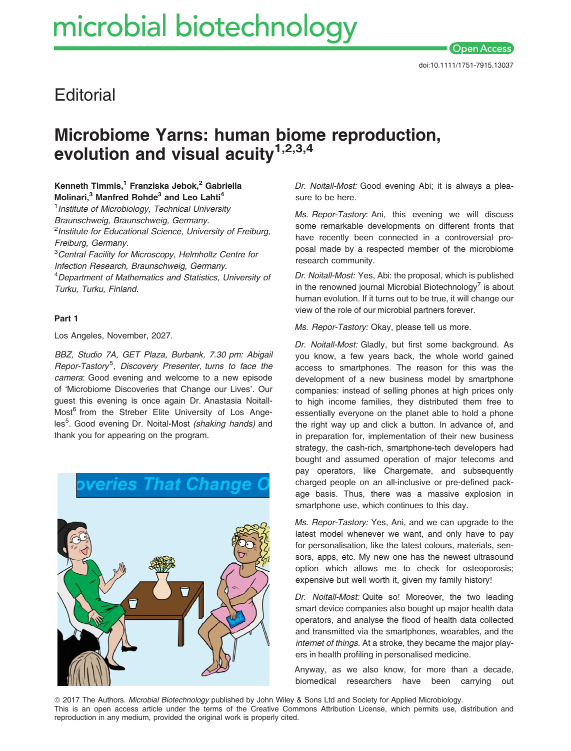# Editorial

## Microbiome Yarns: human biome reproduction, evolution and visual acuity[1,2,3,4]

**Kenneth Timmis,[1] Franziska Jebok,[2] Gabriella Molinari,[3] Manfred Rohde[3] and Leo Lahti[4]**

[1]*Institute of Microbiology, Technical University Braunschweig, Braunschweig, Germany.*
[2]*Institute for Educational Science, University of Freiburg, Freiburg, Germany.*
[3]*Central Facility for Microscopy, Helmholtz Centre for Infection Research, Braunschweig, Germany.*
[4]*Department of Mathematics and Statistics, University of Turku, Turku, Finland.*

### Part 1

Los Angeles, November, 2027.

*BBZ, Studio 7A, GET Plaza, Burbank, 7.30 pm: Abigail Repor-Tastory[5], Discovery Presenter, turns to face the camera*: Good evening and welcome to a new episode of 'Microbiome Discoveries that Change our Lives'. Our guest this evening is once again Dr. Anastasia Noitall-Most[6] from the Streber Elite University of Los Angeles[5]. Good evening Dr. Noital-Most *(shaking hands)* and thank you for appearing on the program.

*Dr. Noitall-Most:* Good evening Abi; it is always a pleasure to be here.

*Ms. Repor-Tastory*: Ani, this evening we will discuss some remarkable developments on different fronts that have recently been connected in a controversial proposal made by a respected member of the microbiome research community.

*Dr. Noitall-Most:* Yes, Abi: the proposal, which is published in the renowned journal Microbial Biotechnology[7] is about human evolution. If it turns out to be true, it will change our view of the role of our microbial partners forever.

*Ms. Repor-Tastory:* Okay, please tell us more.

*Dr. Noitall-Most:* Gladly, but first some background. As you know, a few years back, the whole world gained access to smartphones. The reason for this was the development of a new business model by smartphone companies: instead of selling phones at high prices only to high income families, they distributed them free to essentially everyone on the planet able to hold a phone the right way up and click a button. In advance of, and in preparation for, implementation of their new business strategy, the cash-rich, smartphone-tech developers had bought and assumed operation of major telecoms and pay operators, like Chargemate, and subsequently charged people on an all-inclusive or pre-defined package basis. Thus, there was a massive explosion in smartphone use, which continues to this day.

*Ms. Repor-Tastory:* Yes, Ani, and we can upgrade to the latest model whenever we want, and only have to pay for personalisation, like the latest colours, materials, sensors, apps, etc. My new one has the newest ultrasound option which allows me to check for osteoporosis; expensive but well worth it, given my family history!

*Dr. Noitall-Most:* Quite so! Moreover, the two leading smart device companies also bought up major health data operators, and analyse the flood of health data collected and transmitted via the smartphones, wearables, and the *internet of things*. At a stroke, they became the major players in health profiling in personalised medicine.

Anyway, as we also know, for more than a decade, biomedical researchers have been carrying out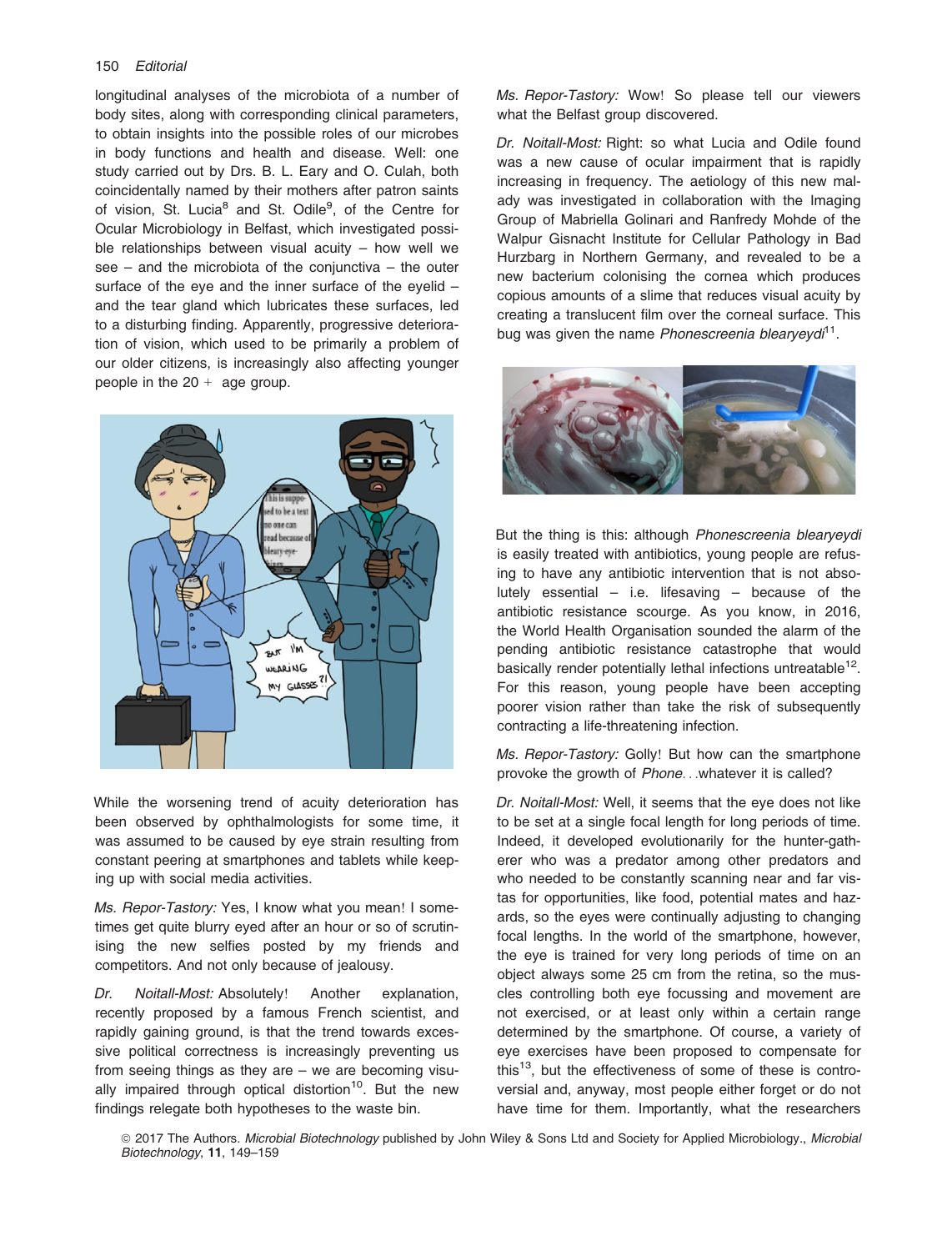longitudinal analyses of the microbiota of a number of body sites, along with corresponding clinical parameters, to obtain insights into the possible roles of our microbes in body functions and health and disease. Well: one study carried out by Drs. B. L. Eary and O. Culah, both coincidentally named by their mothers after patron saints of vision, St. Lucia[8] and St. Odile[9], of the Centre for Ocular Microbiology in Belfast, which investigated possible relationships between visual acuity – how well we see – and the microbiota of the conjunctiva – the outer surface of the eye and the inner surface of the eyelid – and the tear gland which lubricates these surfaces, led to a disturbing finding. Apparently, progressive deterioration of vision, which used to be primarily a problem of our older citizens, is increasingly also affecting younger people in the 20 + age group.

While the worsening trend of acuity deterioration has been observed by ophthalmologists for some time, it was assumed to be caused by eye strain resulting from constant peering at smartphones and tablets while keeping up with social media activities.

*Ms. Repor-Tastory:* Yes, I know what you mean! I sometimes get quite blurry eyed after an hour or so of scrutinising the new selfies posted by my friends and competitors. And not only because of jealousy.

*Dr. Noitall-Most:* Absolutely! Another explanation, recently proposed by a famous French scientist, and rapidly gaining ground, is that the trend towards excessive political correctness is increasingly preventing us from seeing things as they are – we are becoming visually impaired through optical distortion[10]. But the new findings relegate both hypotheses to the waste bin.

*Ms. Repor-Tastory:* Wow! So please tell our viewers what the Belfast group discovered.

*Dr. Noitall-Most:* Right: so what Lucia and Odile found was a new cause of ocular impairment that is rapidly increasing in frequency. The aetiology of this new malady was investigated in collaboration with the Imaging Group of Mabriella Golinari and Ranfredy Mohde of the Walpur Gisnacht Institute for Cellular Pathology in Bad Hurzbarg in Northern Germany, and revealed to be a new bacterium colonising the cornea which produces copious amounts of a slime that reduces visual acuity by creating a translucent film over the corneal surface. This bug was given the name *Phonescreenia blearyeydi*[11].

But the thing is this: although *Phonescreenia blearyeydi* is easily treated with antibiotics, young people are refusing to have any antibiotic intervention that is not absolutely essential – i.e. lifesaving – because of the antibiotic resistance scourge. As you know, in 2016, the World Health Organisation sounded the alarm of the pending antibiotic resistance catastrophe that would basically render potentially lethal infections untreatable[12]. For this reason, young people have been accepting poorer vision rather than take the risk of subsequently contracting a life-threatening infection.

*Ms. Repor-Tastory:* Golly! But how can the smartphone provoke the growth of *Phone*. . .whatever it is called?

*Dr. Noitall-Most:* Well, it seems that the eye does not like to be set at a single focal length for long periods of time. Indeed, it developed evolutionarily for the hunter-gatherer who was a predator among other predators and who needed to be constantly scanning near and far vistas for opportunities, like food, potential mates and hazards, so the eyes were continually adjusting to changing focal lengths. In the world of the smartphone, however, the eye is trained for very long periods of time on an object always some 25 cm from the retina, so the muscles controlling both eye focussing and movement are not exercised, or at least only within a certain range determined by the smartphone. Of course, a variety of eye exercises have been proposed to compensate for this[13], but the effectiveness of some of these is controversial and, anyway, most people either forget or do not have time for them. Importantly, what the researchers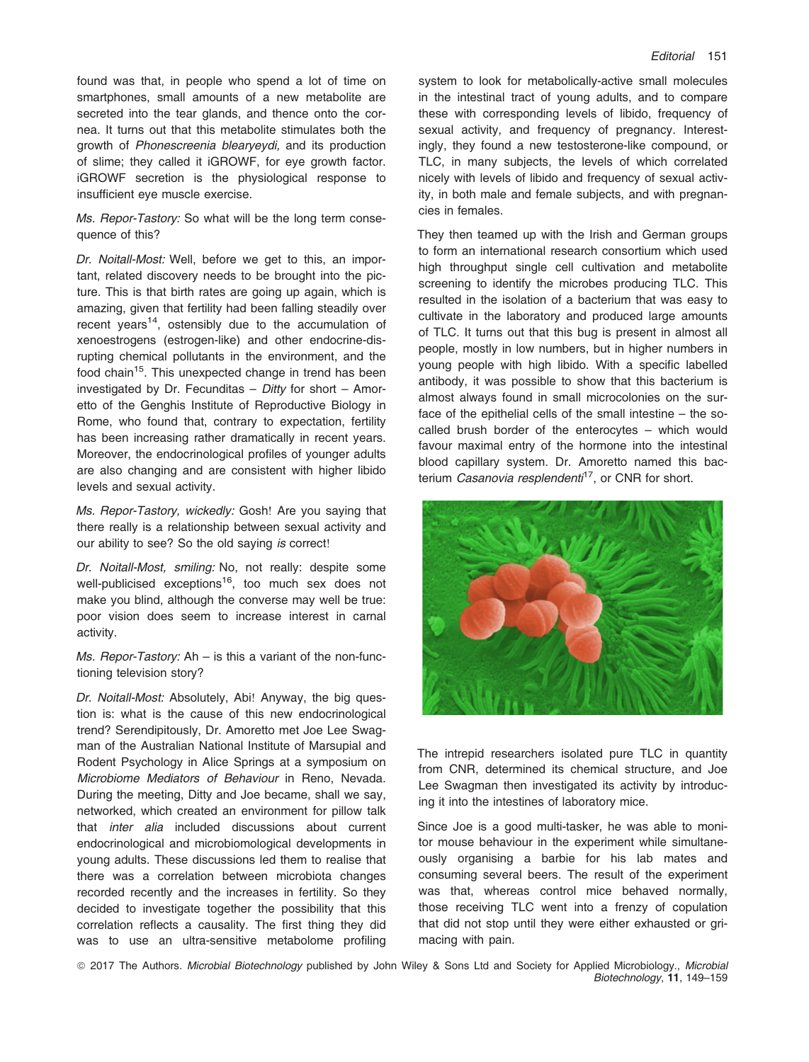found was that, in people who spend a lot of time on smartphones, small amounts of a new metabolite are secreted into the tear glands, and thence onto the cornea. It turns out that this metabolite stimulates both the growth of *Phonescreenia blearyeydi,* and its production of slime; they called it iGROWF, for eye growth factor. iGROWF secretion is the physiological response to insufficient eye muscle exercise.

*Ms. Repor-Tastory:* So what will be the long term consequence of this?

*Dr. Noitall-Most:* Well, before we get to this, an important, related discovery needs to be brought into the picture. This is that birth rates are going up again, which is amazing, given that fertility had been falling steadily over recent years[14], ostensibly due to the accumulation of xenoestrogens (estrogen-like) and other endocrine-disrupting chemical pollutants in the environment, and the food chain[15]. This unexpected change in trend has been investigated by Dr. Fecunditas – *Ditty* for short – Amoretto of the Genghis Institute of Reproductive Biology in Rome, who found that, contrary to expectation, fertility has been increasing rather dramatically in recent years. Moreover, the endocrinological profiles of younger adults are also changing and are consistent with higher libido levels and sexual activity.

*Ms. Repor-Tastory, wickedly:* Gosh! Are you saying that there really is a relationship between sexual activity and our ability to see? So the old saying *is* correct!

*Dr. Noitall-Most, smiling:* No, not really: despite some well-publicised exceptions[16], too much sex does not make you blind, although the converse may well be true: poor vision does seem to increase interest in carnal activity.

*Ms. Repor-Tastory:* Ah – is this a variant of the non-functioning television story?

*Dr. Noitall-Most:* Absolutely, Abi! Anyway, the big question is: what is the cause of this new endocrinological trend? Serendipitously, Dr. Amoretto met Joe Lee Swagman of the Australian National Institute of Marsupial and Rodent Psychology in Alice Springs at a symposium on *Microbiome Mediators of Behaviour* in Reno, Nevada. During the meeting, Ditty and Joe became, shall we say, networked, which created an environment for pillow talk that *inter alia* included discussions about current endocrinological and microbiomological developments in young adults. These discussions led them to realise that there was a correlation between microbiota changes recorded recently and the increases in fertility. So they decided to investigate together the possibility that this correlation reflects a causality. The first thing they did was to use an ultra-sensitive metabolome profiling system to look for metabolically-active small molecules in the intestinal tract of young adults, and to compare these with corresponding levels of libido, frequency of sexual activity, and frequency of pregnancy. Interestingly, they found a new testosterone-like compound, or TLC, in many subjects, the levels of which correlated nicely with levels of libido and frequency of sexual activity, in both male and female subjects, and with pregnancies in females.

They then teamed up with the Irish and German groups to form an international research consortium which used high throughput single cell cultivation and metabolite screening to identify the microbes producing TLC. This resulted in the isolation of a bacterium that was easy to cultivate in the laboratory and produced large amounts of TLC. It turns out that this bug is present in almost all people, mostly in low numbers, but in higher numbers in young people with high libido. With a specific labelled antibody, it was possible to show that this bacterium is almost always found in small microcolonies on the surface of the epithelial cells of the small intestine – the so-called brush border of the enterocytes – which would favour maximal entry of the hormone into the intestinal blood capillary system. Dr. Amoretto named this bacterium *Casanovia resplendenti*[17], or CNR for short.

The intrepid researchers isolated pure TLC in quantity from CNR, determined its chemical structure, and Joe Lee Swagman then investigated its activity by introducing it into the intestines of laboratory mice.

Since Joe is a good multi-tasker, he was able to monitor mouse behaviour in the experiment while simultaneously organising a barbie for his lab mates and consuming several beers. The result of the experiment was that, whereas control mice behaved normally, those receiving TLC went into a frenzy of copulation that did not stop until they were either exhausted or grimacing with pain.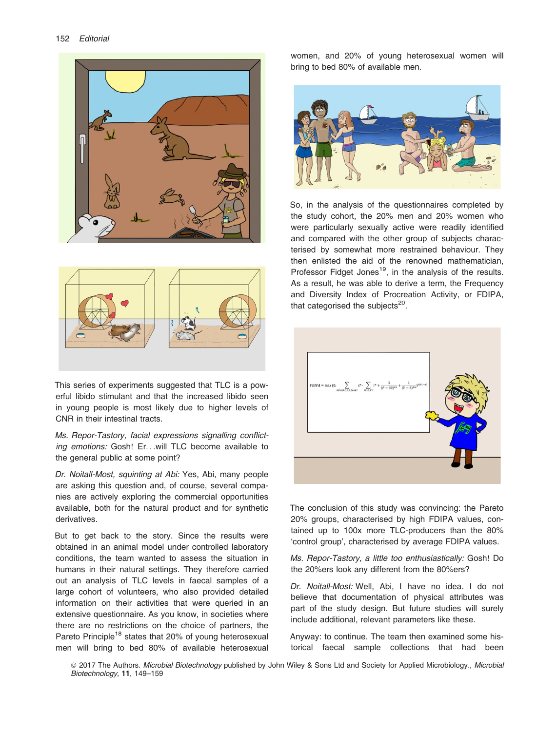This series of experiments suggested that TLC is a powerful libido stimulant and that the increased libido seen in young people is most likely due to higher levels of CNR in their intestinal tracts.

*Ms. Repor-Tastory, facial expressions signalling conflicting emotions:* Gosh! Er…will TLC become available to the general public at some point?

*Dr. Noitall-Most, squinting at Abi:* Yes, Abi, many people are asking this question and, of course, several companies are actively exploring the commercial opportunities available, both for the natural product and for synthetic derivatives.

But to get back to the story. Since the results were obtained in an animal model under controlled laboratory conditions, the team wanted to assess the situation in humans in their natural settings. They therefore carried out an analysis of TLC levels in faecal samples of a large cohort of volunteers, who also provided detailed information on their activities that were queried in an extensive questionnaire. As you know, in societies where there are no restrictions on the choice of partners, the Pareto Principle[18] states that 20% of young heterosexual men will bring to bed 80% of available heterosexual women, and 20% of young heterosexual women will bring to bed 80% of available men.

So, in the analysis of the questionnaires completed by the study cohort, the 20% men and 20% women who were particularly sexually active were readily identified and compared with the other group of subjects characterised by somewhat more restrained behaviour. They then enlisted the aid of the renowned mathematician, Professor Fidget Jones[19], in the analysis of the results. As a result, he was able to derive a term, the Frequency and Diversity Index of Procreation Activity, or FDIPA, that categorised the subjects[20].

The conclusion of this study was convincing: the Pareto 20% groups, characterised by high FDIPA values, contained up to 100x more TLC-producers than the 80% 'control group', characterised by average FDIPA values.

*Ms. Repor-Tastory, a little too enthusiastically:* Gosh! Do the 20%ers look any different from the 80%ers?

*Dr. Noitall-Most:* Well, Abi, I have no idea. I do not believe that documentation of physical attributes was part of the study design. But future studies will surely include additional, relevant parameters like these.

Anyway: to continue. The team then examined some historical faecal sample collections that had been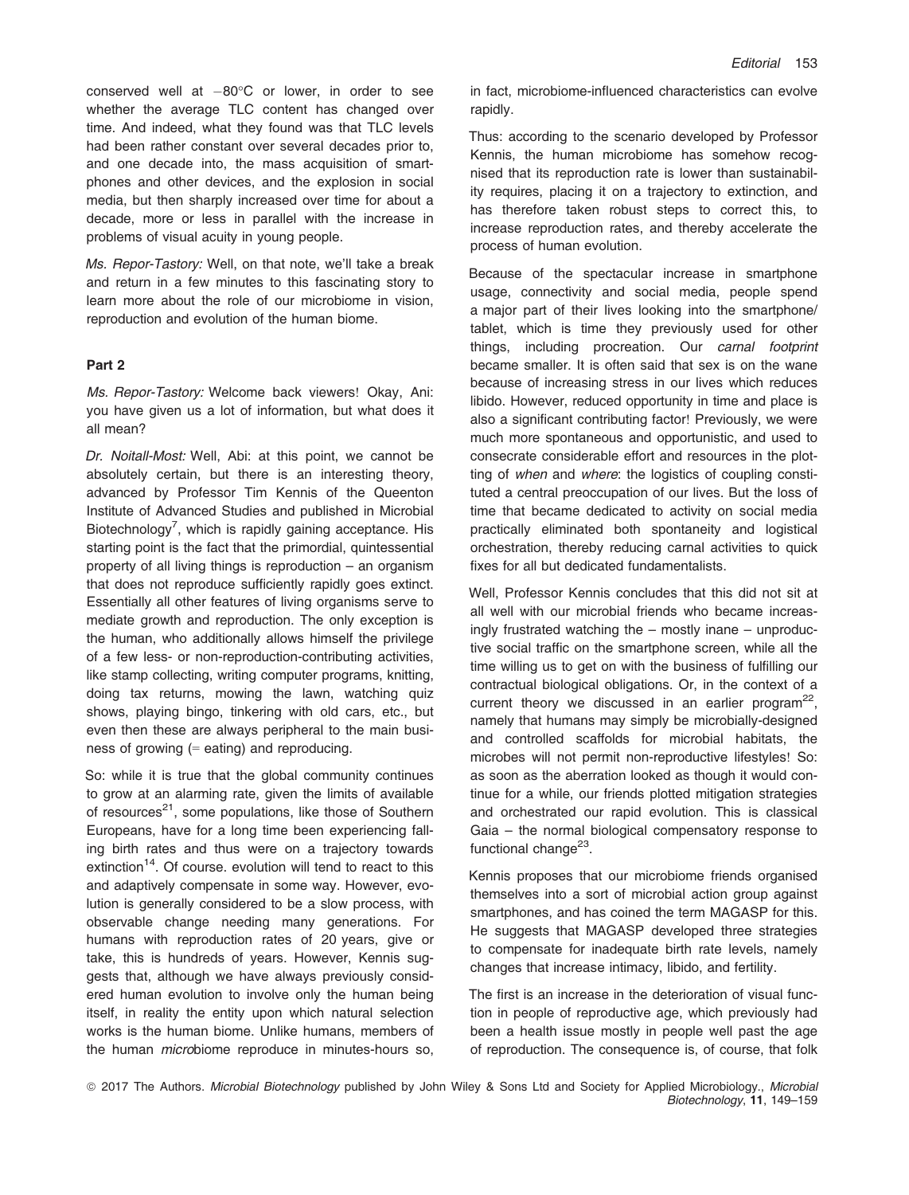conserved well at −80°C or lower, in order to see whether the average TLC content has changed over time. And indeed, what they found was that TLC levels had been rather constant over several decades prior to, and one decade into, the mass acquisition of smartphones and other devices, and the explosion in social media, but then sharply increased over time for about a decade, more or less in parallel with the increase in problems of visual acuity in young people.

*Ms. Repor-Tastory:* Well, on that note, we'll take a break and return in a few minutes to this fascinating story to learn more about the role of our microbiome in vision, reproduction and evolution of the human biome.

## Part 2

*Ms. Repor-Tastory:* Welcome back viewers! Okay, Ani: you have given us a lot of information, but what does it all mean?

*Dr. Noitall-Most:* Well, Abi: at this point, we cannot be absolutely certain, but there is an interesting theory, advanced by Professor Tim Kennis of the Queenton Institute of Advanced Studies and published in Microbial Biotechnology[7], which is rapidly gaining acceptance. His starting point is the fact that the primordial, quintessential property of all living things is reproduction – an organism that does not reproduce sufficiently rapidly goes extinct. Essentially all other features of living organisms serve to mediate growth and reproduction. The only exception is the human, who additionally allows himself the privilege of a few less- or non-reproduction-contributing activities, like stamp collecting, writing computer programs, knitting, doing tax returns, mowing the lawn, watching quiz shows, playing bingo, tinkering with old cars, etc., but even then these are always peripheral to the main business of growing (= eating) and reproducing.

So: while it is true that the global community continues to grow at an alarming rate, given the limits of available of resources[21], some populations, like those of Southern Europeans, have for a long time been experiencing falling birth rates and thus were on a trajectory towards extinction[14]. Of course. evolution will tend to react to this and adaptively compensate in some way. However, evolution is generally considered to be a slow process, with observable change needing many generations. For humans with reproduction rates of 20 years, give or take, this is hundreds of years. However, Kennis suggests that, although we have always previously considered human evolution to involve only the human being itself, in reality the entity upon which natural selection works is the human biome. Unlike humans, members of the human *micro*biome reproduce in minutes-hours so, in fact, microbiome-influenced characteristics can evolve rapidly.

Thus: according to the scenario developed by Professor Kennis, the human microbiome has somehow recognised that its reproduction rate is lower than sustainability requires, placing it on a trajectory to extinction, and has therefore taken robust steps to correct this, to increase reproduction rates, and thereby accelerate the process of human evolution.

Because of the spectacular increase in smartphone usage, connectivity and social media, people spend a major part of their lives looking into the smartphone/tablet, which is time they previously used for other things, including procreation. Our *carnal footprint* became smaller. It is often said that sex is on the wane because of increasing stress in our lives which reduces libido. However, reduced opportunity in time and place is also a significant contributing factor! Previously, we were much more spontaneous and opportunistic, and used to consecrate considerable effort and resources in the plotting of *when* and *where*: the logistics of coupling constituted a central preoccupation of our lives. But the loss of time that became dedicated to activity on social media practically eliminated both spontaneity and logistical orchestration, thereby reducing carnal activities to quick fixes for all but dedicated fundamentalists.

Well, Professor Kennis concludes that this did not sit at all well with our microbial friends who became increasingly frustrated watching the – mostly inane – unproductive social traffic on the smartphone screen, while all the time willing us to get on with the business of fulfilling our contractual biological obligations. Or, in the context of a current theory we discussed in an earlier program[22], namely that humans may simply be microbially-designed and controlled scaffolds for microbial habitats, the microbes will not permit non-reproductive lifestyles! So: as soon as the aberration looked as though it would continue for a while, our friends plotted mitigation strategies and orchestrated our rapid evolution. This is classical Gaia – the normal biological compensatory response to functional change[23].

Kennis proposes that our microbiome friends organised themselves into a sort of microbial action group against smartphones, and has coined the term MAGASP for this. He suggests that MAGASP developed three strategies to compensate for inadequate birth rate levels, namely changes that increase intimacy, libido, and fertility.

The first is an increase in the deterioration of visual function in people of reproductive age, which previously had been a health issue mostly in people well past the age of reproduction. The consequence is, of course, that folk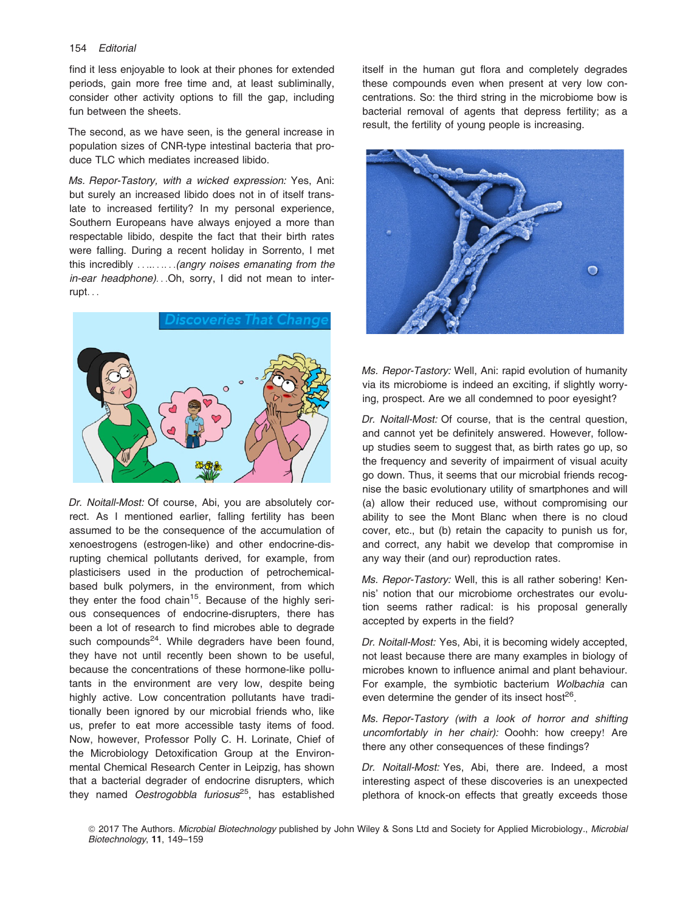find it less enjoyable to look at their phones for extended periods, gain more free time and, at least subliminally, consider other activity options to fill the gap, including fun between the sheets.

The second, as we have seen, is the general increase in population sizes of CNR-type intestinal bacteria that produce TLC which mediates increased libido.

*Ms. Repor-Tastory, with a wicked expression:* Yes, Ani: but surely an increased libido does not in of itself translate to increased fertility? In my personal experience, Southern Europeans have always enjoyed a more than respectable libido, despite the fact that their birth rates were falling. During a recent holiday in Sorrento, I met this incredibly ……….*(angry noises emanating from the in-ear headphone)*…Oh, sorry, I did not mean to interrupt…

*Dr. Noitall-Most:* Of course, Abi, you are absolutely correct. As I mentioned earlier, falling fertility has been assumed to be the consequence of the accumulation of xenoestrogens (estrogen-like) and other endocrine-disrupting chemical pollutants derived, for example, from plasticisers used in the production of petrochemical-based bulk polymers, in the environment, from which they enter the food chain[15]. Because of the highly serious consequences of endocrine-disrupters, there has been a lot of research to find microbes able to degrade such compounds[24]. While degraders have been found, they have not until recently been shown to be useful, because the concentrations of these hormone-like pollutants in the environment are very low, despite being highly active. Low concentration pollutants have traditionally been ignored by our microbial friends who, like us, prefer to eat more accessible tasty items of food. Now, however, Professor Polly C. H. Lorinate, Chief of the Microbiology Detoxification Group at the Environmental Chemical Research Center in Leipzig, has shown that a bacterial degrader of endocrine disrupters, which they named *Oestrogobbla furiosus*[25], has established itself in the human gut flora and completely degrades these compounds even when present at very low concentrations. So: the third string in the microbiome bow is bacterial removal of agents that depress fertility; as a result, the fertility of young people is increasing.

*Ms. Repor-Tastory:* Well, Ani: rapid evolution of humanity via its microbiome is indeed an exciting, if slightly worrying, prospect. Are we all condemned to poor eyesight?

*Dr. Noitall-Most:* Of course, that is the central question, and cannot yet be definitely answered. However, follow-up studies seem to suggest that, as birth rates go up, so the frequency and severity of impairment of visual acuity go down. Thus, it seems that our microbial friends recognise the basic evolutionary utility of smartphones and will (a) allow their reduced use, without compromising our ability to see the Mont Blanc when there is no cloud cover, etc., but (b) retain the capacity to punish us for, and correct, any habit we develop that compromise in any way their (and our) reproduction rates.

*Ms. Repor-Tastory:* Well, this is all rather sobering! Kennis' notion that our microbiome orchestrates our evolution seems rather radical: is his proposal generally accepted by experts in the field?

*Dr. Noitall-Most:* Yes, Abi, it is becoming widely accepted, not least because there are many examples in biology of microbes known to influence animal and plant behaviour. For example, the symbiotic bacterium *Wolbachia* can even determine the gender of its insect host[26].

*Ms. Repor-Tastory (with a look of horror and shifting uncomfortably in her chair):* Ooohh: how creepy! Are there any other consequences of these findings?

*Dr. Noitall-Most:* Yes, Abi, there are. Indeed, a most interesting aspect of these discoveries is an unexpected plethora of knock-on effects that greatly exceeds those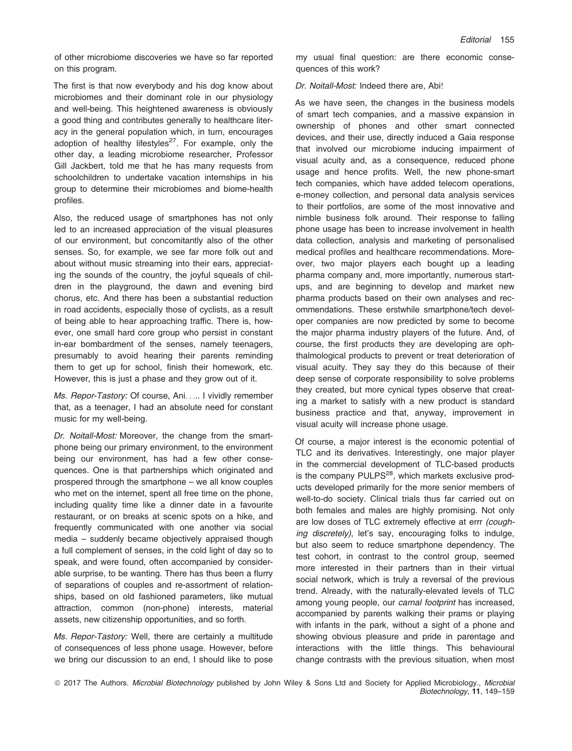of other microbiome discoveries we have so far reported on this program.

The first is that now everybody and his dog know about microbiomes and their dominant role in our physiology and well-being. This heightened awareness is obviously a good thing and contributes generally to healthcare literacy in the general population which, in turn, encourages adoption of healthy lifestyles[27]. For example, only the other day, a leading microbiome researcher, Professor Gill Jackbert, told me that he has many requests from schoolchildren to undertake vacation internships in his group to determine their microbiomes and biome-health profiles.

Also, the reduced usage of smartphones has not only led to an increased appreciation of the visual pleasures of our environment, but concomitantly also of the other senses. So, for example, we see far more folk out and about without music streaming into their ears, appreciating the sounds of the country, the joyful squeals of children in the playground, the dawn and evening bird chorus, etc. And there has been a substantial reduction in road accidents, especially those of cyclists, as a result of being able to hear approaching traffic. There is, however, one small hard core group who persist in constant in-ear bombardment of the senses, namely teenagers, presumably to avoid hearing their parents reminding them to get up for school, finish their homework, etc. However, this is just a phase and they grow out of it.

*Ms. Repor-Tastory:* Of course, Ani..... I vividly remember that, as a teenager, I had an absolute need for constant music for my well-being.

*Dr. Noitall-Most:* Moreover, the change from the smartphone being our primary environment, to the environment being our environment, has had a few other consequences. One is that partnerships which originated and prospered through the smartphone – we all know couples who met on the internet, spent all free time on the phone, including quality time like a dinner date in a favourite restaurant, or on breaks at scenic spots on a hike, and frequently communicated with one another via social media – suddenly became objectively appraised though a full complement of senses, in the cold light of day so to speak, and were found, often accompanied by considerable surprise, to be wanting. There has thus been a flurry of separations of couples and re-assortment of relationships, based on old fashioned parameters, like mutual attraction, common (non-phone) interests, material assets, new citizenship opportunities, and so forth.

*Ms. Repor-Tastory:* Well, there are certainly a multitude of consequences of less phone usage. However, before we bring our discussion to an end, I should like to pose my usual final question: are there economic consequences of this work?

*Dr. Noitall-Most:* Indeed there are, Abi!

As we have seen, the changes in the business models of smart tech companies, and a massive expansion in ownership of phones and other smart connected devices, and their use, directly induced a Gaia response that involved our microbiome inducing impairment of visual acuity and, as a consequence, reduced phone usage and hence profits. Well, the new phone-smart tech companies, which have added telecom operations, e-money collection, and personal data analysis services to their portfolios, are some of the most innovative and nimble business folk around. Their response to falling phone usage has been to increase involvement in health data collection, analysis and marketing of personalised medical profiles and healthcare recommendations. Moreover, two major players each bought up a leading pharma company and, more importantly, numerous start-ups, and are beginning to develop and market new pharma products based on their own analyses and recommendations. These erstwhile smartphone/tech developer companies are now predicted by some to become the major pharma industry players of the future. And, of course, the first products they are developing are ophthalmological products to prevent or treat deterioration of visual acuity. They say they do this because of their deep sense of corporate responsibility to solve problems they created, but more cynical types observe that creating a market to satisfy with a new product is standard business practice and that, anyway, improvement in visual acuity will increase phone usage.

Of course, a major interest is the economic potential of TLC and its derivatives. Interestingly, one major player in the commercial development of TLC-based products is the company PULPS[28], which markets exclusive products developed primarily for the more senior members of well-to-do society. Clinical trials thus far carried out on both females and males are highly promising. Not only are low doses of TLC extremely effective at errr *(coughing discretely)*, let's say, encouraging folks to indulge, but also seem to reduce smartphone dependency. The test cohort, in contrast to the control group, seemed more interested in their partners than in their virtual social network, which is truly a reversal of the previous trend. Already, with the naturally-elevated levels of TLC among young people, our *carnal footprint* has increased, accompanied by parents walking their prams or playing with infants in the park, without a sight of a phone and showing obvious pleasure and pride in parentage and interactions with the little things. This behavioural change contrasts with the previous situation, when most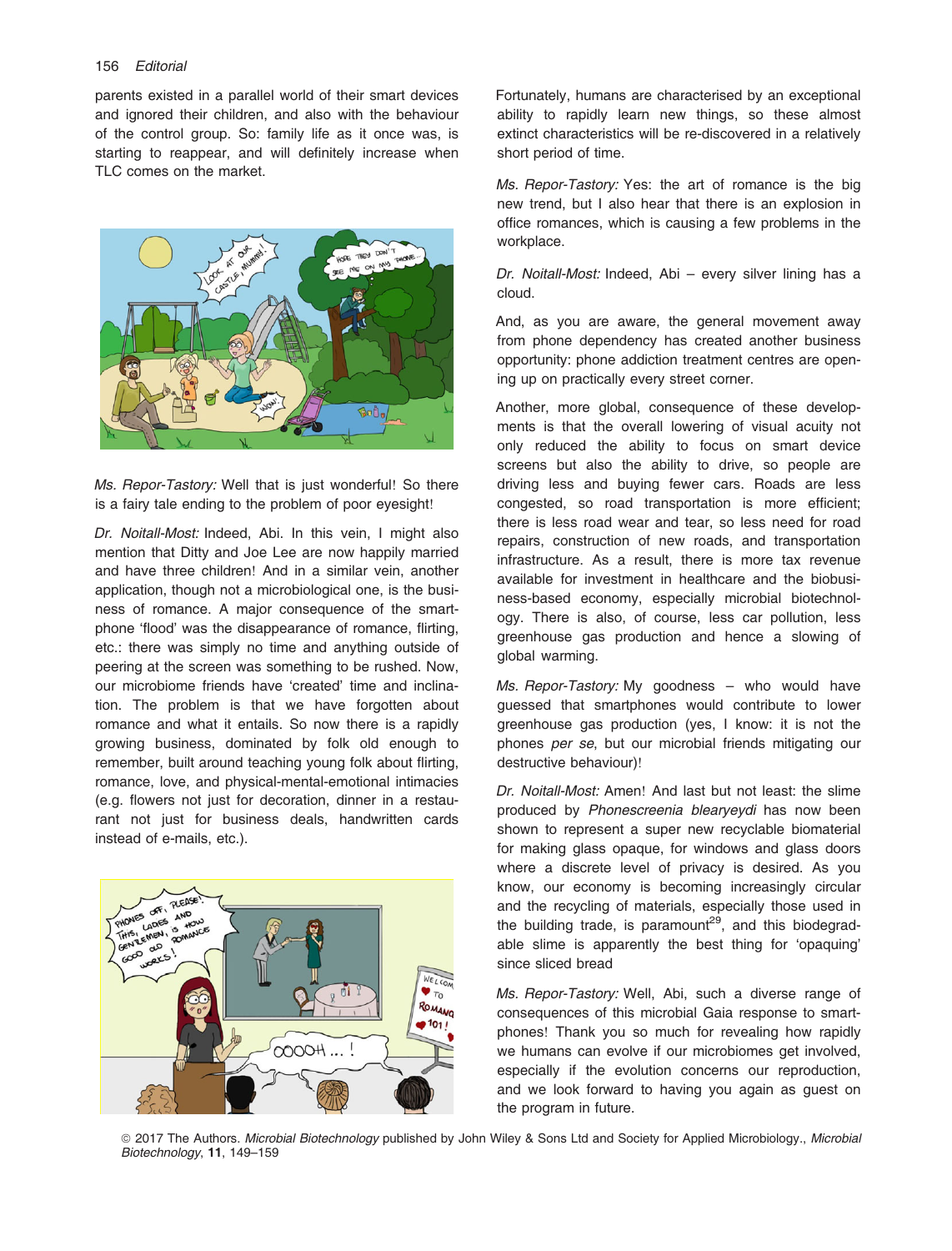parents existed in a parallel world of their smart devices and ignored their children, and also with the behaviour of the control group. So: family life as it once was, is starting to reappear, and will definitely increase when TLC comes on the market.

*Ms. Repor-Tastory:* Well that is just wonderful! So there is a fairy tale ending to the problem of poor eyesight!

*Dr. Noitall-Most:* Indeed, Abi. In this vein, I might also mention that Ditty and Joe Lee are now happily married and have three children! And in a similar vein, another application, though not a microbiological one, is the business of romance. A major consequence of the smartphone 'flood' was the disappearance of romance, flirting, etc.: there was simply no time and anything outside of peering at the screen was something to be rushed. Now, our microbiome friends have 'created' time and inclination. The problem is that we have forgotten about romance and what it entails. So now there is a rapidly growing business, dominated by folk old enough to remember, built around teaching young folk about flirting, romance, love, and physical-mental-emotional intimacies (e.g. flowers not just for decoration, dinner in a restaurant not just for business deals, handwritten cards instead of e-mails, etc.).

Fortunately, humans are characterised by an exceptional ability to rapidly learn new things, so these almost extinct characteristics will be re-discovered in a relatively short period of time.

*Ms. Repor-Tastory:* Yes: the art of romance is the big new trend, but I also hear that there is an explosion in office romances, which is causing a few problems in the workplace.

*Dr. Noitall-Most:* Indeed, Abi – every silver lining has a cloud.

And, as you are aware, the general movement away from phone dependency has created another business opportunity: phone addiction treatment centres are opening up on practically every street corner.

Another, more global, consequence of these developments is that the overall lowering of visual acuity not only reduced the ability to focus on smart device screens but also the ability to drive, so people are driving less and buying fewer cars. Roads are less congested, so road transportation is more efficient; there is less road wear and tear, so less need for road repairs, construction of new roads, and transportation infrastructure. As a result, there is more tax revenue available for investment in healthcare and the biobusiness-based economy, especially microbial biotechnology. There is also, of course, less car pollution, less greenhouse gas production and hence a slowing of global warming.

*Ms. Repor-Tastory:* My goodness – who would have guessed that smartphones would contribute to lower greenhouse gas production (yes, I know: it is not the phones *per se*, but our microbial friends mitigating our destructive behaviour)!

*Dr. Noitall-Most:* Amen! And last but not least: the slime produced by *Phonescreenia blearyeydi* has now been shown to represent a super new recyclable biomaterial for making glass opaque, for windows and glass doors where a discrete level of privacy is desired. As you know, our economy is becoming increasingly circular and the recycling of materials, especially those used in the building trade, is paramount[29], and this biodegradable slime is apparently the best thing for 'opaquing' since sliced bread

*Ms. Repor-Tastory:* Well, Abi, such a diverse range of consequences of this microbial Gaia response to smartphones! Thank you so much for revealing how rapidly we humans can evolve if our microbiomes get involved, especially if the evolution concerns our reproduction, and we look forward to having you again as guest on the program in future.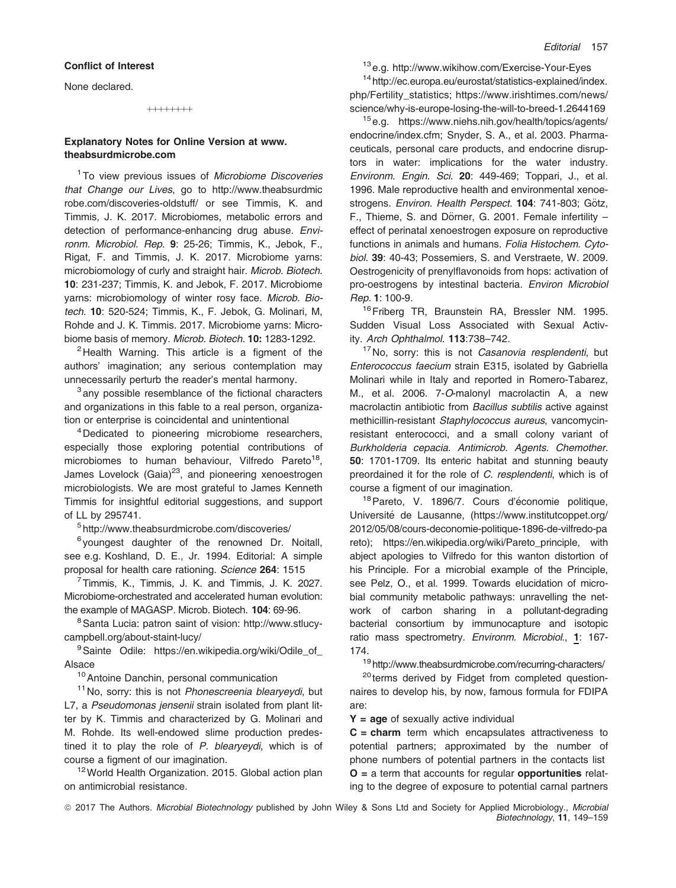## Conflict of Interest

None declared.

++++++++

## Explanatory Notes for Online Version at www.theabsurdmicrobe.com

[1] To view previous issues of *Microbiome Discoveries that Change our Lives*, go to http://www.theabsurdmicrobe.com/discoveries-oldstuff/ or see Timmis, K. and Timmis, J. K. 2017. Microbiomes, metabolic errors and detection of performance-enhancing drug abuse. *Environm. Microbiol. Rep.* **9**: 25-26; Timmis, K., Jebok, F., Rigat, F. and Timmis, J. K. 2017. Microbiome yarns: microbiomology of curly and straight hair. *Microb. Biotech.* **10**: 231-237; Timmis, K. and Jebok, F. 2017. Microbiome yarns: microbiomology of winter rosy face. *Microb. Biotech.* **10**: 520-524; Timmis, K., F. Jebok, G. Molinari, M, Rohde and J. K. Timmis. 2017. Microbiome yarns: Microbiome basis of memory. *Microb. Biotech.* **10:** 1283-1292.

[2] Health Warning. This article is a figment of the authors' imagination; any serious contemplation may unnecessarily perturb the reader's mental harmony.

[3] any possible resemblance of the fictional characters and organizations in this fable to a real person, organization or enterprise is coincidental and unintentional

[4] Dedicated to pioneering microbiome researchers, especially those exploring potential contributions of microbiomes to human behaviour, Vilfredo Pareto[18], James Lovelock (Gaia)[23], and pioneering xenoestrogen microbiologists. We are most grateful to James Kenneth Timmis for insightful editorial suggestions, and support of LL by 295741.

[5] http://www.theabsurdmicrobe.com/discoveries/

[6] youngest daughter of the renowned Dr. Noitall, see e.g. Koshland, D. E., Jr. 1994. Editorial: A simple proposal for health care rationing. *Science* **264**: 1515

[7] Timmis, K., Timmis, J. K. and Timmis, J. K. 2027. Microbiome-orchestrated and accelerated human evolution: the example of MAGASP. Microb. Biotech. **104**: 69-96.

[8] Santa Lucia: patron saint of vision: http://www.stlucycampbell.org/about-staint-lucy/

[9] Sainte Odile: https://en.wikipedia.org/wiki/Odile_of_Alsace

[10] Antoine Danchin, personal communication

[11] No, sorry: this is not *Phonescreenia blearyeydi*, but L7, a *Pseudomonas jensenii* strain isolated from plant litter by K. Timmis and characterized by G. Molinari and M. Rohde. Its well-endowed slime production predestined it to play the role of *P. blearyeydi*, which is of course a figment of our imagination.

[12] World Health Organization. 2015. Global action plan on antimicrobial resistance.

[13] e.g. http://www.wikihow.com/Exercise-Your-Eyes

[14] http://ec.europa.eu/eurostat/statistics-explained/index.php/Fertility_statistics; https://www.irishtimes.com/news/science/why-is-europe-losing-the-will-to-breed-1.2644169

[15] e.g. https://www.niehs.nih.gov/health/topics/agents/endocrine/index.cfm; Snyder, S. A., et al. 2003. Pharmaceuticals, personal care products, and endocrine disruptors in water: implications for the water industry. *Environm. Engin. Sci.* **20**: 449-469; Toppari, J., et al. 1996. Male reproductive health and environmental xenoestrogens. *Environ. Health Perspect.* **104**: 741-803; Götz, F., Thieme, S. and Dörner, G. 2001. Female infertility – effect of perinatal xenoestrogen exposure on reproductive functions in animals and humans. *Folia Histochem. Cytobiol.* **39**: 40-43; Possemiers, S. and Verstraete, W. 2009. Oestrogenicity of prenylflavonoids from hops: activation of pro-oestrogens by intestinal bacteria. *Environ Microbiol Rep.* **1**: 100-9.

[16] Friberg TR, Braunstein RA, Bressler NM. 1995. Sudden Visual Loss Associated with Sexual Activity. *Arch Ophthalmol.* **113**:738–742.

[17] No, sorry: this is not *Casanovia resplendenti*, but *Enterococcus faecium* strain E315, isolated by Gabriella Molinari while in Italy and reported in Romero-Tabarez, M., et al. 2006. 7-*O*-malonyl macrolactin A, a new macrolactin antibiotic from *Bacillus subtilis* active against methicillin-resistant *Staphylococcus aureus*, vancomycin-resistant enterococci, and a small colony variant of *Burkholderia cepacia*. *Antimicrob. Agents. Chemother.* **50**: 1701-1709. Its enteric habitat and stunning beauty preordained it for the role of *C. resplendenti*, which is of course a figment of our imagination.

[18] Pareto, V. 1896/7. Cours d'économie politique, Université de Lausanne, (https://www.institutcoppet.org/2012/05/08/cours-deconomie-politique-1896-de-vilfredo-pareto); https://en.wikipedia.org/wiki/Pareto_principle, with abject apologies to Vilfredo for this wanton distortion of his Principle. For a microbial example of the Principle, see Pelz, O., et al. 1999. Towards elucidation of microbial community metabolic pathways: unravelling the network of carbon sharing in a pollutant-degrading bacterial consortium by immunocapture and isotopic ratio mass spectrometry. *Environm. Microbiol.*, **1**: 167-174.

[19] http://www.theabsurdmicrobe.com/recurring-characters/

[20] terms derived by Fidget from completed questionnaires to develop his, by now, famous formula for FDIPA are:

**Y = age** of sexually active individual

**C = charm** term which encapsulates attractiveness to potential partners; approximated by the number of phone numbers of potential partners in the contacts list

**O =** a term that accounts for regular **opportunities** relating to the degree of exposure to potential carnal partners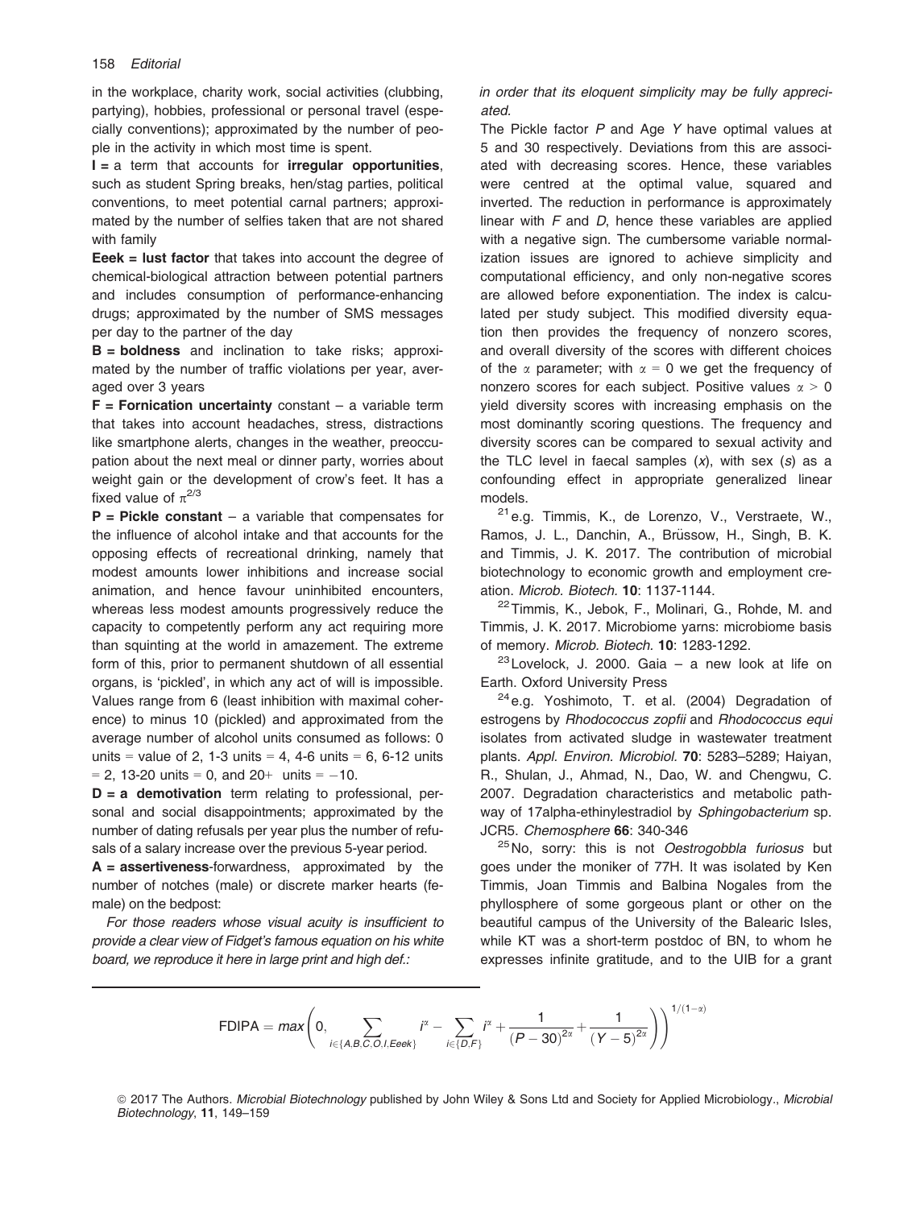in the workplace, charity work, social activities (clubbing, partying), hobbies, professional or personal travel (especially conventions); approximated by the number of people in the activity in which most time is spent.

**I** = a term that accounts for **irregular opportunities**, such as student Spring breaks, hen/stag parties, political conventions, to meet potential carnal partners; approximated by the number of selfies taken that are not shared with family

**Eeek = lust factor** that takes into account the degree of chemical-biological attraction between potential partners and includes consumption of performance-enhancing drugs; approximated by the number of SMS messages per day to the partner of the day

**B = boldness** and inclination to take risks; approximated by the number of traffic violations per year, averaged over 3 years

**F = Fornication uncertainty** constant – a variable term that takes into account headaches, stress, distractions like smartphone alerts, changes in the weather, preoccupation about the next meal or dinner party, worries about weight gain or the development of crow's feet. It has a fixed value of $\pi^{2/3}$

**P = Pickle constant** – a variable that compensates for the influence of alcohol intake and that accounts for the opposing effects of recreational drinking, namely that modest amounts lower inhibitions and increase social animation, and hence favour uninhibited encounters, whereas less modest amounts progressively reduce the capacity to competently perform any act requiring more than squinting at the world in amazement. The extreme form of this, prior to permanent shutdown of all essential organs, is 'pickled', in which any act of will is impossible. Values range from 6 (least inhibition with maximal coherence) to minus 10 (pickled) and approximated from the average number of alcohol units consumed as follows: 0 units = value of 2, 1-3 units = 4, 4-6 units = 6, 6-12 units = 2, 13-20 units = 0, and 20+ units = −10.

**D = a demotivation** term relating to professional, personal and social disappointments; approximated by the number of dating refusals per year plus the number of refusals of a salary increase over the previous 5-year period.

**A = assertiveness**-forwardness, approximated by the number of notches (male) or discrete marker hearts (female) on the bedpost:

*For those readers whose visual acuity is insufficient to provide a clear view of Fidget's famous equation on his white board, we reproduce it here in large print and high def.: in order that its eloquent simplicity may be fully appreciated.*

$$\text{FDIPA} = max\left(0, \sum_{i \in \{A,B,C,O,I,Eeek\}} i^{\alpha} - \sum_{i \in \{D,F\}} i^{\alpha} + \frac{1}{(P-30)^{2\alpha}} + \frac{1}{(Y-5)^{2\alpha}}\right)^{1/(1-\alpha)}$$

The Pickle factor $P$ and Age $Y$ have optimal values at 5 and 30 respectively. Deviations from this are associated with decreasing scores. Hence, these variables were centred at the optimal value, squared and inverted. The reduction in performance is approximately linear with $F$ and $D$, hence these variables are applied with a negative sign. The cumbersome variable normalization issues are ignored to achieve simplicity and computational efficiency, and only non-negative scores are allowed before exponentiation. The index is calculated per study subject. This modified diversity equation then provides the frequency of nonzero scores, and overall diversity of the scores with different choices of the $\alpha$ parameter; with $\alpha = 0$ we get the frequency of nonzero scores for each subject. Positive values $\alpha > 0$ yield diversity scores with increasing emphasis on the most dominantly scoring questions. The frequency and diversity scores can be compared to sexual activity and the TLC level in faecal samples ($x$), with sex ($s$) as a confounding effect in appropriate generalized linear models.

[21] e.g. Timmis, K., de Lorenzo, V., Verstraete, W., Ramos, J. L., Danchin, A., Brüssow, H., Singh, B. K. and Timmis, J. K. 2017. The contribution of microbial biotechnology to economic growth and employment creation. *Microb. Biotech.* **10**: 1137-1144.

[22] Timmis, K., Jebok, F., Molinari, G., Rohde, M. and Timmis, J. K. 2017. Microbiome yarns: microbiome basis of memory. *Microb. Biotech.* **10**: 1283-1292.

[23] Lovelock, J. 2000. Gaia – a new look at life on Earth. Oxford University Press

[24] e.g. Yoshimoto, T. et al. (2004) Degradation of estrogens by *Rhodococcus zopfii* and *Rhodococcus equi* isolates from activated sludge in wastewater treatment plants. *Appl. Environ. Microbiol.* **70**: 5283–5289; Haiyan, R., Shulan, J., Ahmad, N., Dao, W. and Chengwu, C. 2007. Degradation characteristics and metabolic pathway of 17alpha-ethinylestradiol by *Sphingobacterium* sp. JCR5. *Chemosphere* **66**: 340-346

[25] No, sorry: this is not *Oestrogobbla furiosus* but goes under the moniker of 77H. It was isolated by Ken Timmis, Joan Timmis and Balbina Nogales from the phyllosphere of some gorgeous plant or other on the beautiful campus of the University of the Balearic Isles, while KT was a short-term postdoc of BN, to whom he expresses infinite gratitude, and to the UIB for a grant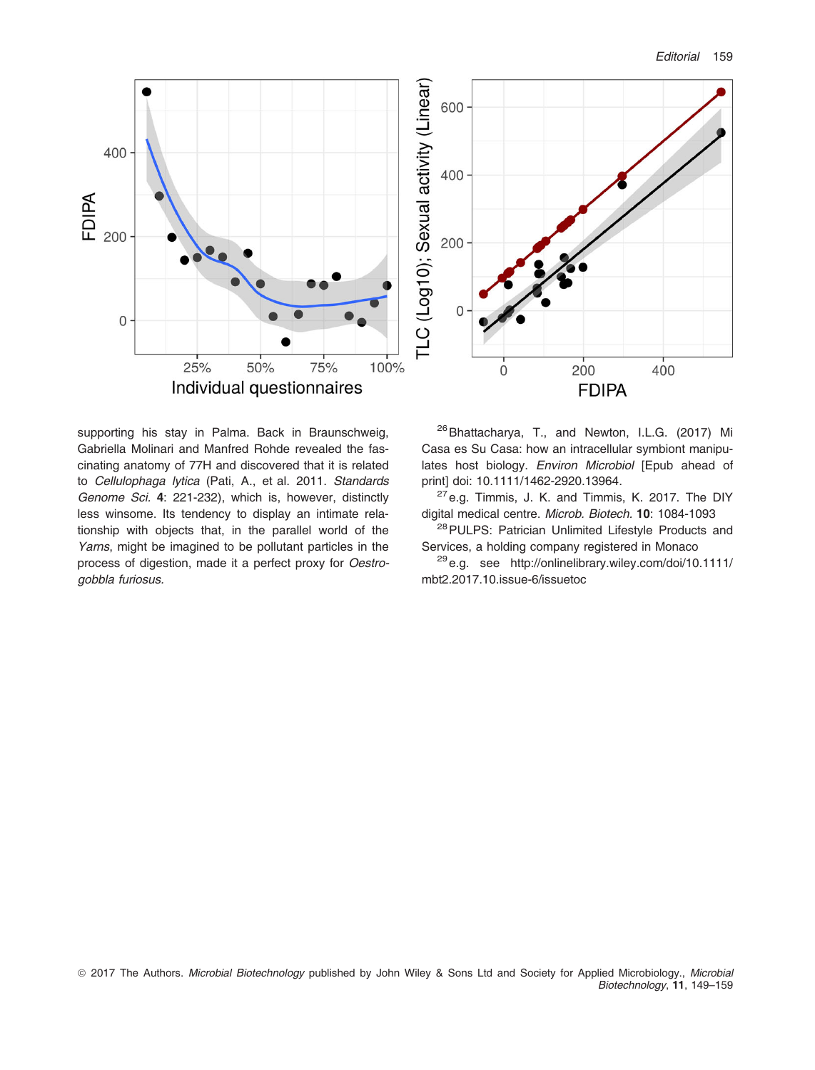FDIPA

400

200

0

25%

50%

75%

100%

Individual questionnaires

TLC (Log10); Sexual activity (Linear)

600

400

200

0

0

200

400

FDIPA

supporting his stay in Palma. Back in Braunschweig, Gabriella Molinari and Manfred Rohde revealed the fascinating anatomy of 77H and discovered that it is related to *Cellulophaga lytica* (Pati, A., et al. 2011. *Standards Genome Sci.* **4**: 221-232), which is, however, distinctly less winsome. Its tendency to display an intimate relationship with objects that, in the parallel world of the *Yarns*, might be imagined to be pollutant particles in the process of digestion, made it a perfect proxy for *Oestrogobbla furiosus*.

[26] Bhattacharya, T., and Newton, I.L.G. (2017) Mi Casa es Su Casa: how an intracellular symbiont manipulates host biology. *Environ Microbiol* [Epub ahead of print] doi: 10.1111/1462-2920.13964.

[27] e.g. Timmis, J. K. and Timmis, K. 2017. The DIY digital medical centre. *Microb. Biotech.* **10**: 1084-1093

[28] PULPS: Patrician Unlimited Lifestyle Products and Services, a holding company registered in Monaco

[29] e.g. see http://onlinelibrary.wiley.com/doi/10.1111/mbt2.2017.10.issue-6/issuetoc